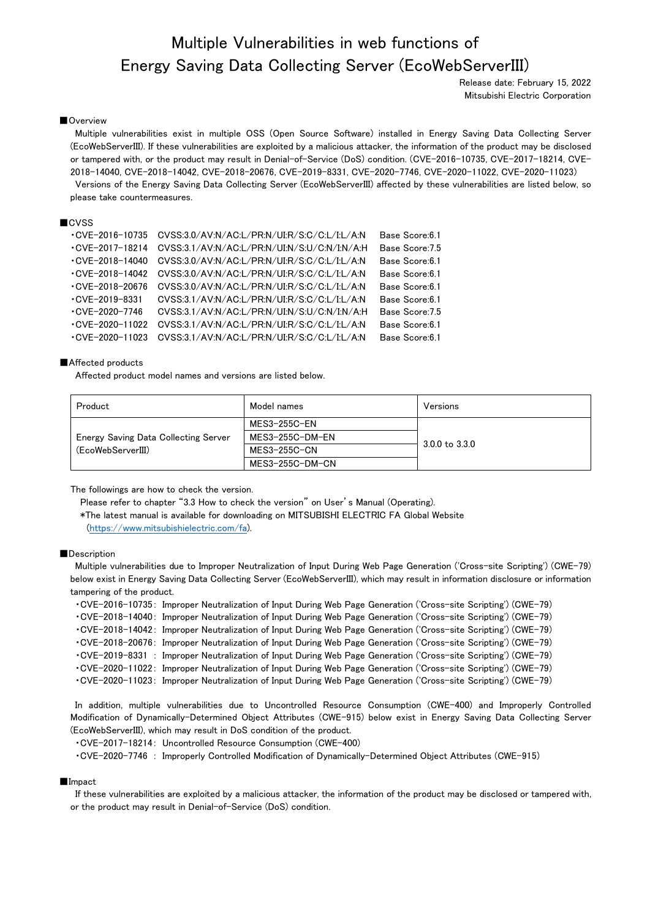# Multiple Vulnerabilities in web functions of Energy Saving Data Collecting Server (EcoWebServerIII)

Release date: February 15, 2022
Mitsubishi Electric Corporation

## ■Overview

Multiple vulnerabilities exist in multiple OSS (Open Source Software) installed in Energy Saving Data Collecting Server (EcoWebServerIII). If these vulnerabilities are exploited by a malicious attacker, the information of the product may be disclosed or tampered with, or the product may result in Denial-of-Service (DoS) condition. (CVE-2016-10735, CVE-2017-18214, CVE-2018-14040, CVE-2018-14042, CVE-2018-20676, CVE-2019-8331, CVE-2020-7746, CVE-2020-11022, CVE-2020-11023)

Versions of the Energy Saving Data Collecting Server (EcoWebServerIII) affected by these vulnerabilities are listed below, so please take countermeasures.

## ■CVSS

- CVE-2016-10735　CVSS:3.0/AV:N/AC:L/PR:N/UI:R/S:C/C:L/I:L/A:N　Base Score:6.1
- CVE-2017-18214　CVSS:3.1/AV:N/AC:L/PR:N/UI:N/S:U/C:N/I:N/A:H　Base Score:7.5
- CVE-2018-14040　CVSS:3.0/AV:N/AC:L/PR:N/UI:R/S:C/C:L/I:L/A:N　Base Score:6.1
- CVE-2018-14042　CVSS:3.0/AV:N/AC:L/PR:N/UI:R/S:C/C:L/I:L/A:N　Base Score:6.1
- CVE-2018-20676　CVSS:3.0/AV:N/AC:L/PR:N/UI:R/S:C/C:L/I:L/A:N　Base Score:6.1
- CVE-2019-8331　CVSS:3.1/AV:N/AC:L/PR:N/UI:R/S:C/C:L/I:L/A:N　Base Score:6.1
- CVE-2020-7746　CVSS:3.1/AV:N/AC:L/PR:N/UI:N/S:U/C:N/I:N/A:H　Base Score:7.5
- CVE-2020-11022　CVSS:3.1/AV:N/AC:L/PR:N/UI:R/S:C/C:L/I:L/A:N　Base Score:6.1
- CVE-2020-11023　CVSS:3.1/AV:N/AC:L/PR:N/UI:R/S:C/C:L/I:L/A:N　Base Score:6.1

## ■Affected products

Affected product model names and versions are listed below.

| Product | Model names | Versions |
|---|---|---|
| Energy Saving Data Collecting Server (EcoWebServerIII) | MES3-255C-EN | 3.0.0 to 3.3.0 |
| | MES3-255C-DM-EN | |
| | MES3-255C-CN | |
| | MES3-255C-DM-CN | |

The followings are how to check the version.

Please refer to chapter "3.3 How to check the version" on User's Manual (Operating).

*The latest manual is available for downloading on MITSUBISHI ELECTRIC FA Global Website (https://www.mitsubishielectric.com/fa).

## ■Description

Multiple vulnerabilities due to Improper Neutralization of Input During Web Page Generation ('Cross-site Scripting') (CWE-79) below exist in Energy Saving Data Collecting Server (EcoWebServerIII), which may result in information disclosure or information tampering of the product.

- CVE-2016-10735: Improper Neutralization of Input During Web Page Generation ('Cross-site Scripting') (CWE-79)
- CVE-2018-14040: Improper Neutralization of Input During Web Page Generation ('Cross-site Scripting') (CWE-79)
- CVE-2018-14042: Improper Neutralization of Input During Web Page Generation ('Cross-site Scripting') (CWE-79)
- CVE-2018-20676: Improper Neutralization of Input During Web Page Generation ('Cross-site Scripting') (CWE-79)
- CVE-2019-8331 : Improper Neutralization of Input During Web Page Generation ('Cross-site Scripting') (CWE-79)
- CVE-2020-11022: Improper Neutralization of Input During Web Page Generation ('Cross-site Scripting') (CWE-79)
- CVE-2020-11023: Improper Neutralization of Input During Web Page Generation ('Cross-site Scripting') (CWE-79)

In addition, multiple vulnerabilities due to Uncontrolled Resource Consumption (CWE-400) and Improperly Controlled Modification of Dynamically-Determined Object Attributes (CWE-915) below exist in Energy Saving Data Collecting Server (EcoWebServerIII), which may result in DoS condition of the product.

- CVE-2017-18214: Uncontrolled Resource Consumption (CWE-400)
- CVE-2020-7746 : Improperly Controlled Modification of Dynamically-Determined Object Attributes (CWE-915)

## ■Impact

If these vulnerabilities are exploited by a malicious attacker, the information of the product may be disclosed or tampered with, or the product may result in Denial-of-Service (DoS) condition.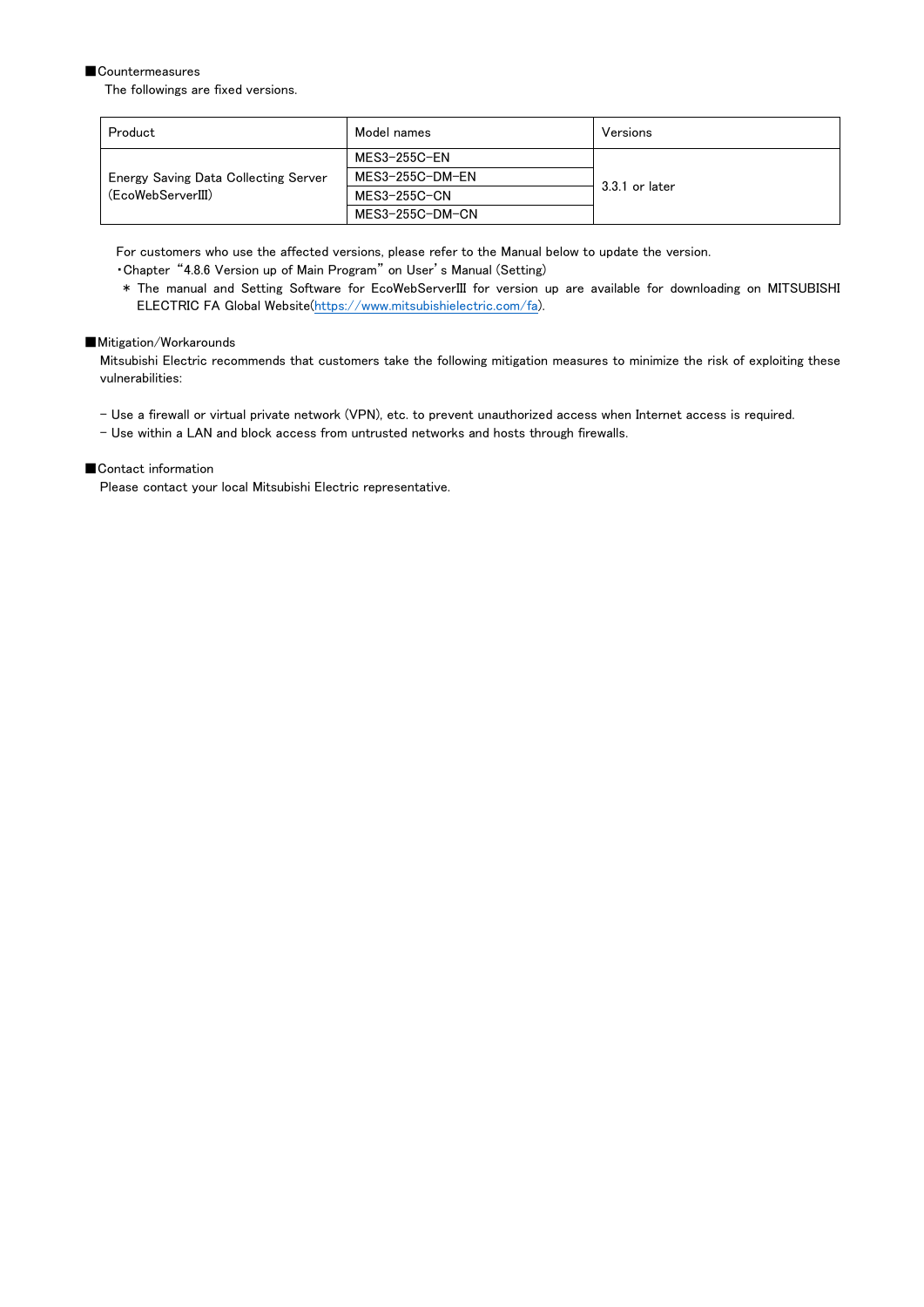■Countermeasures

The followings are fixed versions.

| Product | Model names | Versions |
|---|---|---|
| Energy Saving Data Collecting Server (EcoWebServerIII) | MES3-255C-EN | 3.3.1 or later |
| | MES3-255C-DM-EN | |
| | MES3-255C-CN | |
| | MES3-255C-DM-CN | |

For customers who use the affected versions, please refer to the Manual below to update the version.

・Chapter "4.8.6 Version up of Main Program" on User's Manual (Setting)

＊ The manual and Setting Software for EcoWebServerIII for version up are available for downloading on MITSUBISHI ELECTRIC FA Global Website(https://www.mitsubishielectric.com/fa).

■Mitigation/Workarounds

Mitsubishi Electric recommends that customers take the following mitigation measures to minimize the risk of exploiting these vulnerabilities:

- Use a firewall or virtual private network (VPN), etc. to prevent unauthorized access when Internet access is required.
- Use within a LAN and block access from untrusted networks and hosts through firewalls.

■Contact information

Please contact your local Mitsubishi Electric representative.